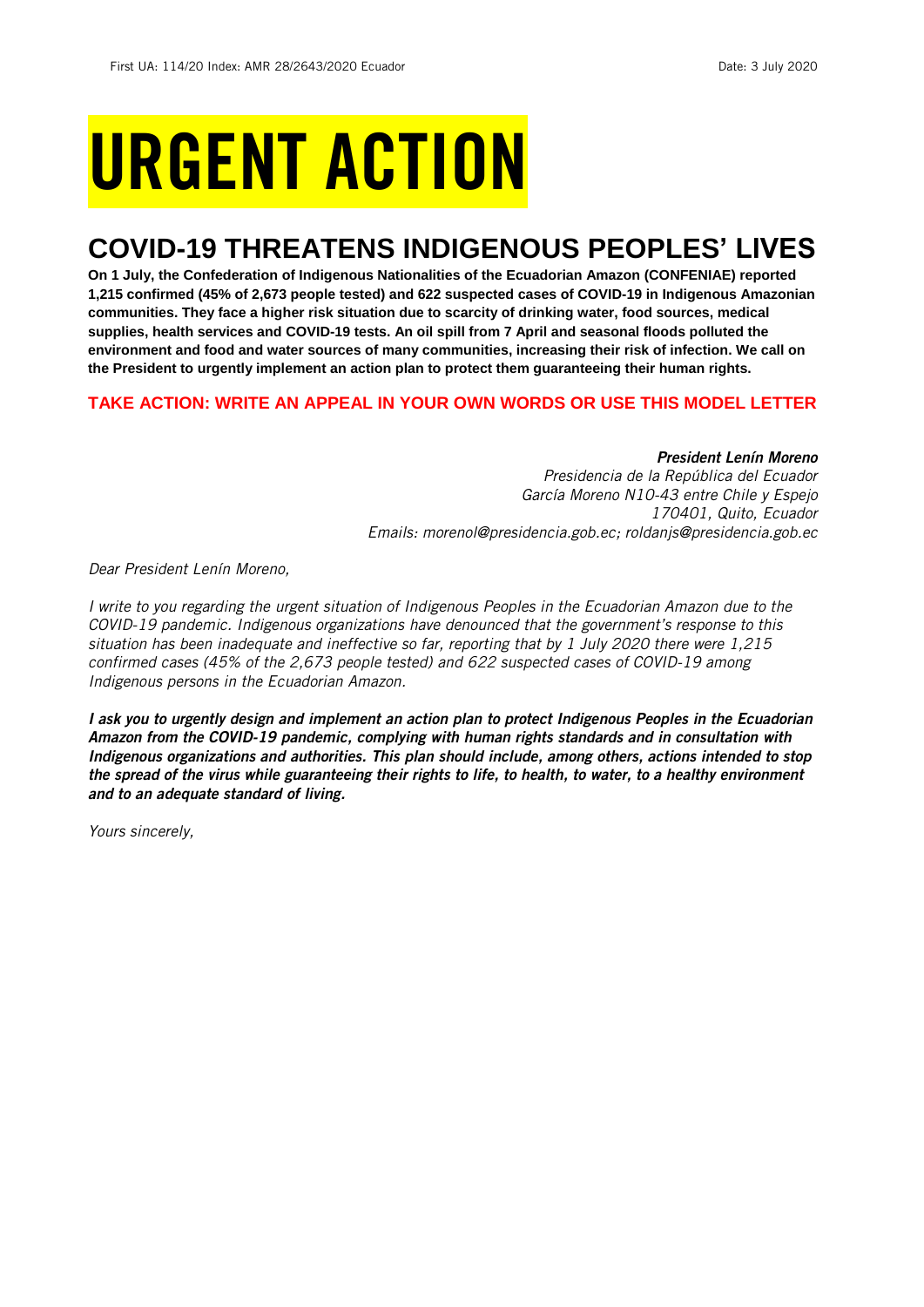# URGENT ACTION

## COVID-19 THREATENS INDIGENOUS PEOPLES' LIVES

**On 1 July, the Confederation of Indigenous Nationalities of the Ecuadorian Amazon (CONFENIAE) reported 1,215 confirmed (45% of 2,673 people tested) and 622 suspected cases of COVID-19 in Indigenous Amazonian communities. They face a higher risk situation due to scarcity of drinking water, food sources, medical supplies, health services and COVID-19 tests. An oil spill from 7 April and seasonal floods polluted the environment and food and water sources of many communities, increasing their risk of infection. We call on the President to urgently implement an action plan to protect them guaranteeing their human rights.**

**TAKE ACTION: WRITE AN APPEAL IN YOUR OWN WORDS OR USE THIS MODEL LETTER**

***President Lenín Moreno***
*Presidencia de la República del Ecuador*
*García Moreno N10-43 entre Chile y Espejo*
*170401, Quito, Ecuador*
*Emails: morenol@presidencia.gob.ec; roldanjs@presidencia.gob.ec*

*Dear President Lenín Moreno,*

*I write to you regarding the urgent situation of Indigenous Peoples in the Ecuadorian Amazon due to the COVID-19 pandemic. Indigenous organizations have denounced that the government's response to this situation has been inadequate and ineffective so far, reporting that by 1 July 2020 there were 1,215 confirmed cases (45% of the 2,673 people tested) and 622 suspected cases of COVID-19 among Indigenous persons in the Ecuadorian Amazon.*

***I ask you to urgently design and implement an action plan to protect Indigenous Peoples in the Ecuadorian Amazon from the COVID-19 pandemic, complying with human rights standards and in consultation with Indigenous organizations and authorities. This plan should include, among others, actions intended to stop the spread of the virus while guaranteeing their rights to life, to health, to water, to a healthy environment and to an adequate standard of living.***

*Yours sincerely,*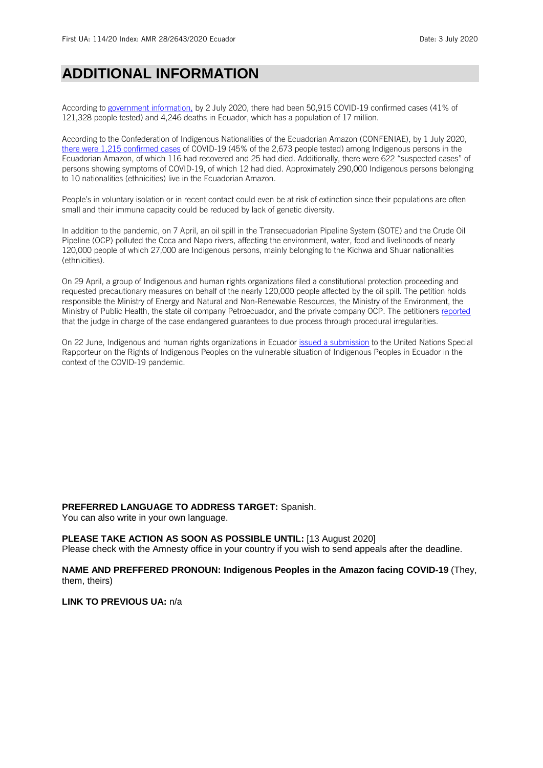# ADDITIONAL INFORMATION

According to government information, by 2 July 2020, there had been 50,915 COVID-19 confirmed cases (41% of 121,328 people tested) and 4,246 deaths in Ecuador, which has a population of 17 million.

According to the Confederation of Indigenous Nationalities of the Ecuadorian Amazon (CONFENIAE), by 1 July 2020, there were 1,215 confirmed cases of COVID-19 (45% of the 2,673 people tested) among Indigenous persons in the Ecuadorian Amazon, of which 116 had recovered and 25 had died. Additionally, there were 622 "suspected cases" of persons showing symptoms of COVID-19, of which 12 had died. Approximately 290,000 Indigenous persons belonging to 10 nationalities (ethnicities) live in the Ecuadorian Amazon.

People's in voluntary isolation or in recent contact could even be at risk of extinction since their populations are often small and their immune capacity could be reduced by lack of genetic diversity.

In addition to the pandemic, on 7 April, an oil spill in the Transecuadorian Pipeline System (SOTE) and the Crude Oil Pipeline (OCP) polluted the Coca and Napo rivers, affecting the environment, water, food and livelihoods of nearly 120,000 people of which 27,000 are Indigenous persons, mainly belonging to the Kichwa and Shuar nationalities (ethnicities).

On 29 April, a group of Indigenous and human rights organizations filed a constitutional protection proceeding and requested precautionary measures on behalf of the nearly 120,000 people affected by the oil spill. The petition holds responsible the Ministry of Energy and Natural and Non-Renewable Resources, the Ministry of the Environment, the Ministry of Public Health, the state oil company Petroecuador, and the private company OCP. The petitioners reported that the judge in charge of the case endangered guarantees to due process through procedural irregularities.

On 22 June, Indigenous and human rights organizations in Ecuador issued a submission to the United Nations Special Rapporteur on the Rights of Indigenous Peoples on the vulnerable situation of Indigenous Peoples in Ecuador in the context of the COVID-19 pandemic.

**PREFERRED LANGUAGE TO ADDRESS TARGET:** Spanish.
You can also write in your own language.

**PLEASE TAKE ACTION AS SOON AS POSSIBLE UNTIL:** [13 August 2020]
Please check with the Amnesty office in your country if you wish to send appeals after the deadline.

**NAME AND PREFFERED PRONOUN: Indigenous Peoples in the Amazon facing COVID-19** (They, them, theirs)

**LINK TO PREVIOUS UA:** n/a